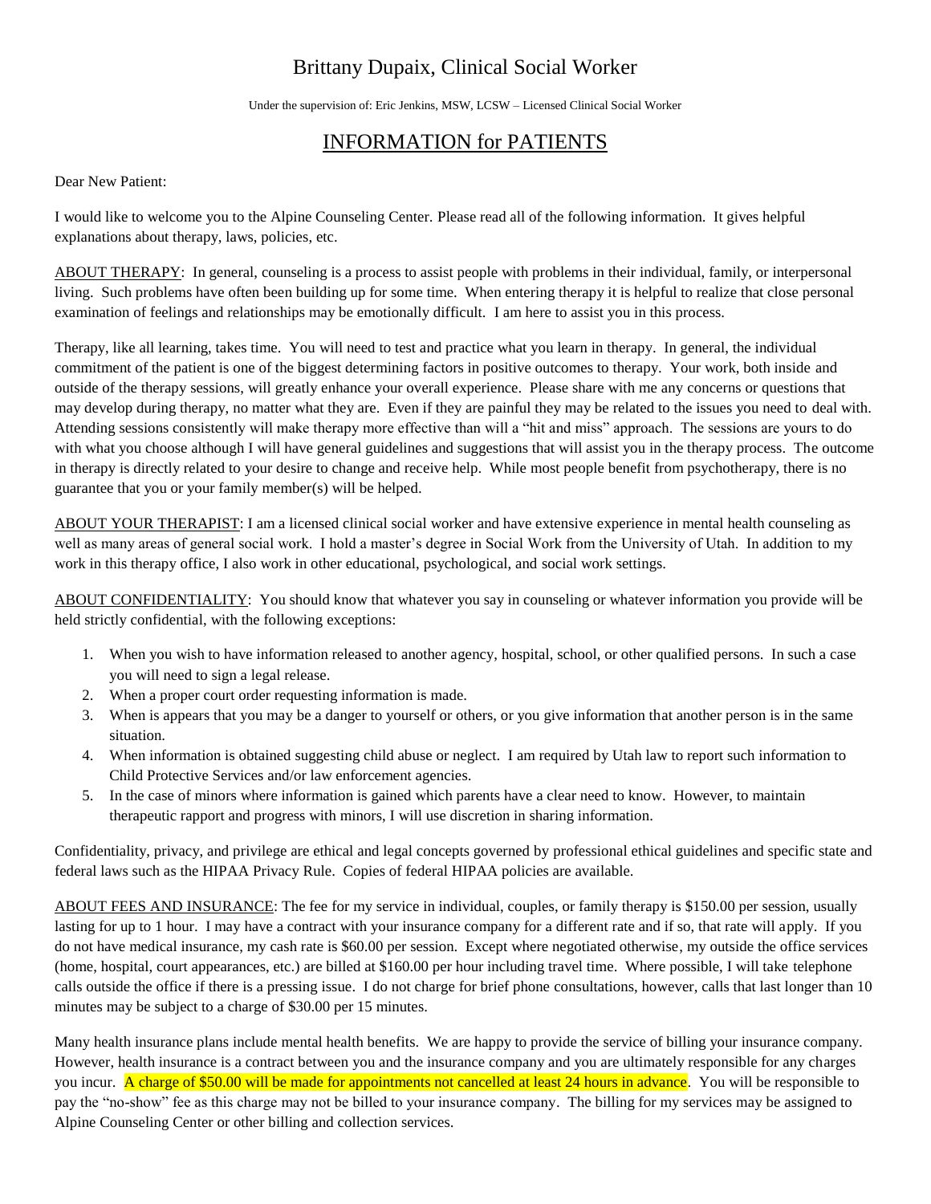# Brittany Dupaix, Clinical Social Worker

Under the supervision of: Eric Jenkins, MSW, LCSW – Licensed Clinical Social Worker

## INFORMATION for PATIENTS

Dear New Patient:

I would like to welcome you to the Alpine Counseling Center. Please read all of the following information. It gives helpful explanations about therapy, laws, policies, etc.

ABOUT THERAPY: In general, counseling is a process to assist people with problems in their individual, family, or interpersonal living. Such problems have often been building up for some time. When entering therapy it is helpful to realize that close personal examination of feelings and relationships may be emotionally difficult. I am here to assist you in this process.

Therapy, like all learning, takes time. You will need to test and practice what you learn in therapy. In general, the individual commitment of the patient is one of the biggest determining factors in positive outcomes to therapy. Your work, both inside and outside of the therapy sessions, will greatly enhance your overall experience. Please share with me any concerns or questions that may develop during therapy, no matter what they are. Even if they are painful they may be related to the issues you need to deal with. Attending sessions consistently will make therapy more effective than will a "hit and miss" approach. The sessions are yours to do with what you choose although I will have general guidelines and suggestions that will assist you in the therapy process. The outcome in therapy is directly related to your desire to change and receive help. While most people benefit from psychotherapy, there is no guarantee that you or your family member(s) will be helped.

ABOUT YOUR THERAPIST: I am a licensed clinical social worker and have extensive experience in mental health counseling as well as many areas of general social work. I hold a master's degree in Social Work from the University of Utah. In addition to my work in this therapy office, I also work in other educational, psychological, and social work settings.

ABOUT CONFIDENTIALITY: You should know that whatever you say in counseling or whatever information you provide will be held strictly confidential, with the following exceptions:

1. When you wish to have information released to another agency, hospital, school, or other qualified persons. In such a case you will need to sign a legal release.
2. When a proper court order requesting information is made.
3. When is appears that you may be a danger to yourself or others, or you give information that another person is in the same situation.
4. When information is obtained suggesting child abuse or neglect. I am required by Utah law to report such information to Child Protective Services and/or law enforcement agencies.
5. In the case of minors where information is gained which parents have a clear need to know. However, to maintain therapeutic rapport and progress with minors, I will use discretion in sharing information.

Confidentiality, privacy, and privilege are ethical and legal concepts governed by professional ethical guidelines and specific state and federal laws such as the HIPAA Privacy Rule. Copies of federal HIPAA policies are available.

ABOUT FEES AND INSURANCE: The fee for my service in individual, couples, or family therapy is $150.00 per session, usually lasting for up to 1 hour. I may have a contract with your insurance company for a different rate and if so, that rate will apply. If you do not have medical insurance, my cash rate is $60.00 per session. Except where negotiated otherwise, my outside the office services (home, hospital, court appearances, etc.) are billed at $160.00 per hour including travel time. Where possible, I will take telephone calls outside the office if there is a pressing issue. I do not charge for brief phone consultations, however, calls that last longer than 10 minutes may be subject to a charge of $30.00 per 15 minutes.

Many health insurance plans include mental health benefits. We are happy to provide the service of billing your insurance company. However, health insurance is a contract between you and the insurance company and you are ultimately responsible for any charges you incur. A charge of $50.00 will be made for appointments not cancelled at least 24 hours in advance. You will be responsible to pay the "no-show" fee as this charge may not be billed to your insurance company. The billing for my services may be assigned to Alpine Counseling Center or other billing and collection services.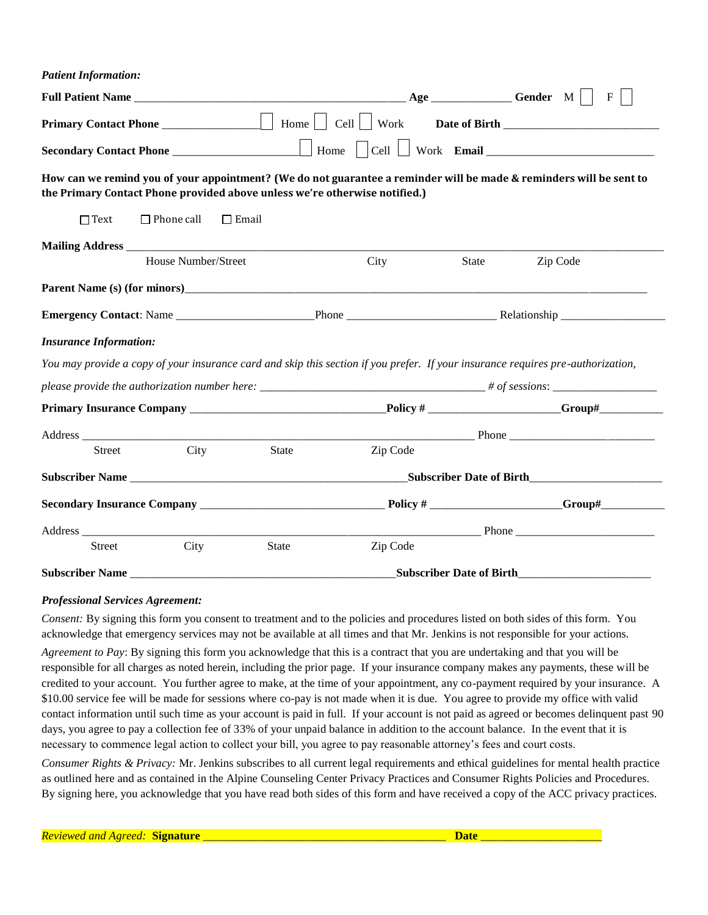***Patient Information:***

**Full Patient Name** ______________________________________________ **Age** _____________ **Gender** M ☐ F ☐

**Primary Contact Phone** ________________ ☐ Home ☐ Cell ☐ Work **Date of Birth** __________________________

**Secondary Contact Phone** _____________________ ☐ Home ☐ Cell ☐ Work **Email** ____________________________

**How can we remind you of your appointment? (We do not guarantee a reminder will be made & reminders will be sent to the Primary Contact Phone provided above unless we're otherwise notified.)**

☐ Text ☐ Phone call ☐ Email

**Mailing Address** ___________________________________________________________________________________
House Number/Street City State Zip Code

**Parent Name (s) (for minors)**________________________________________________________________________

**Emergency Contact**: Name _______________________Phone _________________________ Relationship _________________

***Insurance Information:***

*You may provide a copy of your insurance card and skip this section if you prefer. If your insurance requires pre-authorization, please provide the authorization number here:* ____________________________________ *# of sessions*: _________________

**Primary Insurance Company** _________________________________**Policy #** ______________________**Group#**__________

Address _________________________________________________________________ Phone _________________________
Street City State Zip Code

**Subscriber Name** ______________________________________________**Subscriber Date of Birth**______________________

**Secondary Insurance Company** _______________________________ **Policy #** _____________________**Group#**__________

Address __________________________________________________________________ Phone _______________________
Street City State Zip Code

**Subscriber Name** _____________________________________________**Subscriber Date of Birth**______________________

***Professional Services Agreement:***

*Consent:* By signing this form you consent to treatment and to the policies and procedures listed on both sides of this form. You acknowledge that emergency services may not be available at all times and that Mr. Jenkins is not responsible for your actions.

*Agreement to Pay*: By signing this form you acknowledge that this is a contract that you are undertaking and that you will be responsible for all charges as noted herein, including the prior page. If your insurance company makes any payments, these will be credited to your account. You further agree to make, at the time of your appointment, any co-payment required by your insurance. A $10.00 service fee will be made for sessions where co-pay is not made when it is due. You agree to provide my office with valid contact information until such time as your account is paid in full. If your account is not paid as agreed or becomes delinquent past 90 days, you agree to pay a collection fee of 33% of your unpaid balance in addition to the account balance. In the event that it is necessary to commence legal action to collect your bill, you agree to pay reasonable attorney's fees and court costs.

*Consumer Rights & Privacy:* Mr. Jenkins subscribes to all current legal requirements and ethical guidelines for mental health practice as outlined here and as contained in the Alpine Counseling Center Privacy Practices and Consumer Rights Policies and Procedures. By signing here, you acknowledge that you have read both sides of this form and have received a copy of the ACC privacy practices.

*Reviewed and Agreed:* **Signature** __________________________________________ **Date** ____________________